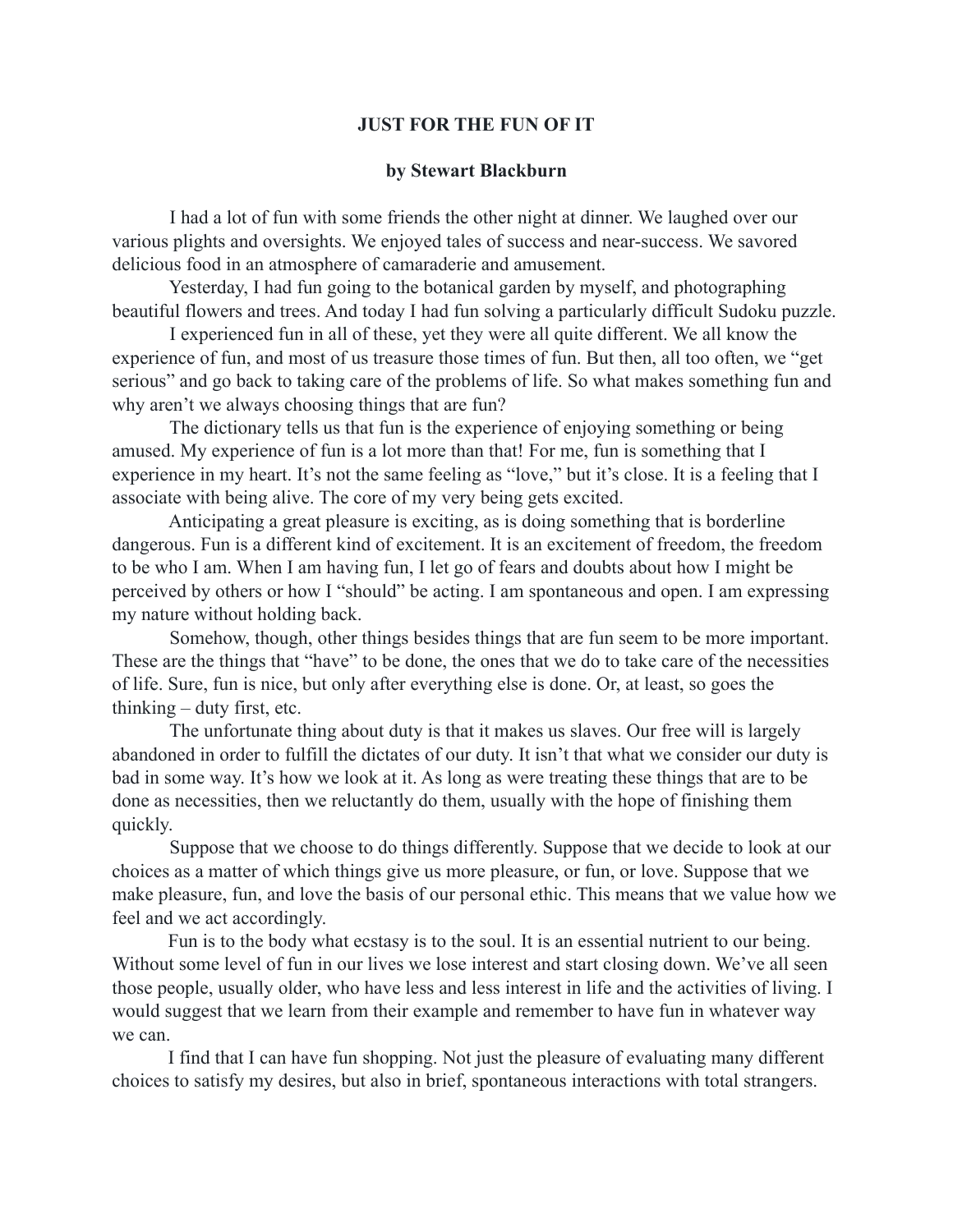# JUST FOR THE FUN OF IT

**by Stewart Blackburn**

I had a lot of fun with some friends the other night at dinner. We laughed over our various plights and oversights. We enjoyed tales of success and near-success. We savored delicious food in an atmosphere of camaraderie and amusement.

Yesterday, I had fun going to the botanical garden by myself, and photographing beautiful flowers and trees. And today I had fun solving a particularly difficult Sudoku puzzle.

I experienced fun in all of these, yet they were all quite different. We all know the experience of fun, and most of us treasure those times of fun. But then, all too often, we "get serious" and go back to taking care of the problems of life. So what makes something fun and why aren't we always choosing things that are fun?

The dictionary tells us that fun is the experience of enjoying something or being amused. My experience of fun is a lot more than that! For me, fun is something that I experience in my heart. It's not the same feeling as "love," but it's close. It is a feeling that I associate with being alive. The core of my very being gets excited.

Anticipating a great pleasure is exciting, as is doing something that is borderline dangerous. Fun is a different kind of excitement. It is an excitement of freedom, the freedom to be who I am. When I am having fun, I let go of fears and doubts about how I might be perceived by others or how I "should" be acting. I am spontaneous and open. I am expressing my nature without holding back.

Somehow, though, other things besides things that are fun seem to be more important. These are the things that "have" to be done, the ones that we do to take care of the necessities of life. Sure, fun is nice, but only after everything else is done. Or, at least, so goes the thinking – duty first, etc.

The unfortunate thing about duty is that it makes us slaves. Our free will is largely abandoned in order to fulfill the dictates of our duty. It isn't that what we consider our duty is bad in some way. It's how we look at it. As long as were treating these things that are to be done as necessities, then we reluctantly do them, usually with the hope of finishing them quickly.

Suppose that we choose to do things differently. Suppose that we decide to look at our choices as a matter of which things give us more pleasure, or fun, or love. Suppose that we make pleasure, fun, and love the basis of our personal ethic. This means that we value how we feel and we act accordingly.

Fun is to the body what ecstasy is to the soul. It is an essential nutrient to our being. Without some level of fun in our lives we lose interest and start closing down. We've all seen those people, usually older, who have less and less interest in life and the activities of living. I would suggest that we learn from their example and remember to have fun in whatever way we can.

I find that I can have fun shopping. Not just the pleasure of evaluating many different choices to satisfy my desires, but also in brief, spontaneous interactions with total strangers.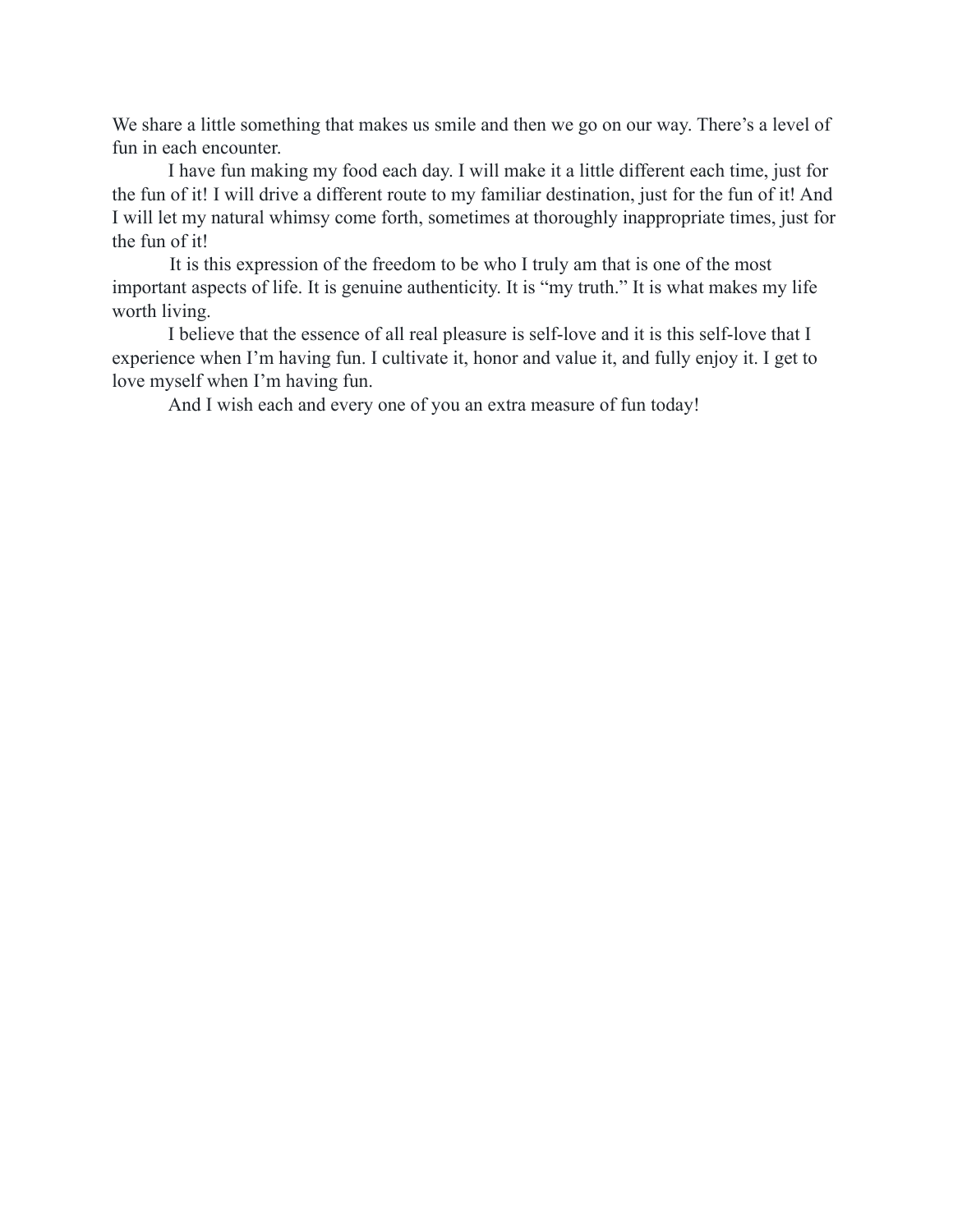We share a little something that makes us smile and then we go on our way. There's a level of fun in each encounter.

I have fun making my food each day. I will make it a little different each time, just for the fun of it! I will drive a different route to my familiar destination, just for the fun of it! And I will let my natural whimsy come forth, sometimes at thoroughly inappropriate times, just for the fun of it!

It is this expression of the freedom to be who I truly am that is one of the most important aspects of life. It is genuine authenticity. It is "my truth." It is what makes my life worth living.

I believe that the essence of all real pleasure is self-love and it is this self-love that I experience when I'm having fun. I cultivate it, honor and value it, and fully enjoy it. I get to love myself when I'm having fun.

And I wish each and every one of you an extra measure of fun today!